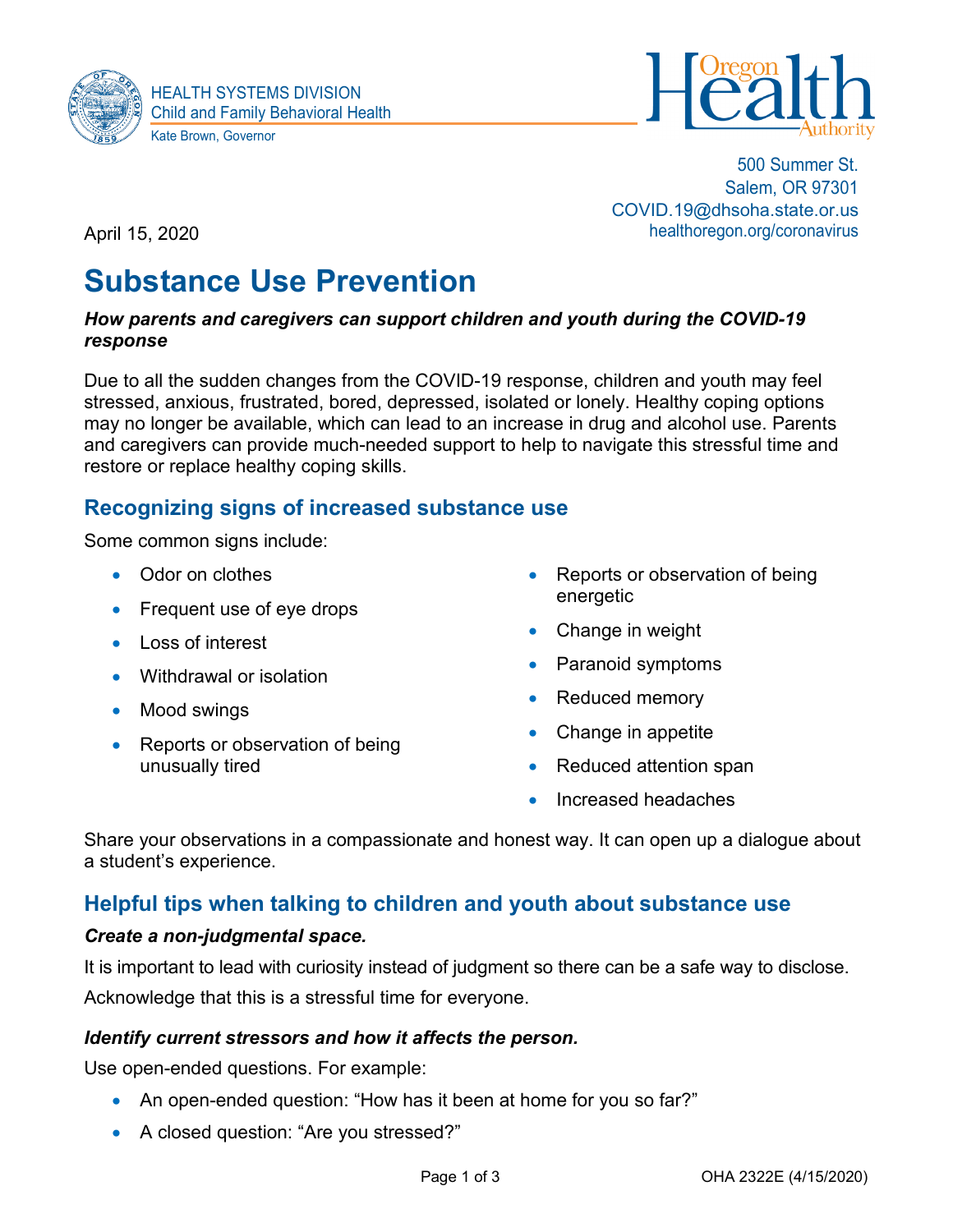HEALTH SYSTEMS DIVISION
Child and Family Behavioral Health
Kate Brown, Governor

Oregon Health Authority

500 Summer St.
Salem, OR 97301
COVID.19@dhsoha.state.or.us
healthoregon.org/coronavirus

April 15, 2020

# Substance Use Prevention

***How parents and caregivers can support children and youth during the COVID-19 response***

Due to all the sudden changes from the COVID-19 response, children and youth may feel stressed, anxious, frustrated, bored, depressed, isolated or lonely. Healthy coping options may no longer be available, which can lead to an increase in drug and alcohol use. Parents and caregivers can provide much-needed support to help to navigate this stressful time and restore or replace healthy coping skills.

## Recognizing signs of increased substance use

Some common signs include:

- Odor on clothes
- Frequent use of eye drops
- Loss of interest
- Withdrawal or isolation
- Mood swings
- Reports or observation of being unusually tired
- Reports or observation of being energetic
- Change in weight
- Paranoid symptoms
- Reduced memory
- Change in appetite
- Reduced attention span
- Increased headaches

Share your observations in a compassionate and honest way. It can open up a dialogue about a student's experience.

## Helpful tips when talking to children and youth about substance use

***Create a non-judgmental space.***

It is important to lead with curiosity instead of judgment so there can be a safe way to disclose.

Acknowledge that this is a stressful time for everyone.

***Identify current stressors and how it affects the person.***

Use open-ended questions. For example:

- An open-ended question: "How has it been at home for you so far?"
- A closed question: "Are you stressed?"

OHA 2322E (4/15/2020)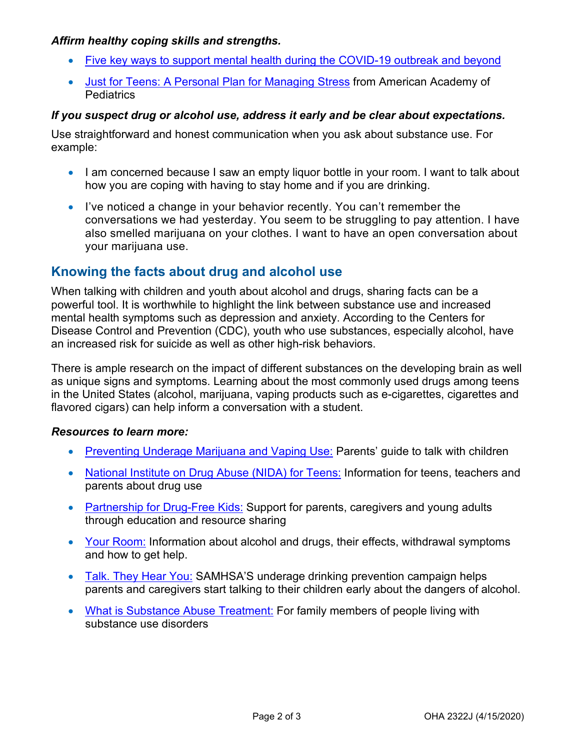***Affirm healthy coping skills and strengths.***

- Five key ways to support mental health during the COVID-19 outbreak and beyond
- Just for Teens: A Personal Plan for Managing Stress from American Academy of Pediatrics

***If you suspect drug or alcohol use, address it early and be clear about expectations.***

Use straightforward and honest communication when you ask about substance use. For example:

- I am concerned because I saw an empty liquor bottle in your room. I want to talk about how you are coping with having to stay home and if you are drinking.
- I've noticed a change in your behavior recently. You can't remember the conversations we had yesterday. You seem to be struggling to pay attention. I have also smelled marijuana on your clothes. I want to have an open conversation about your marijuana use.

## Knowing the facts about drug and alcohol use

When talking with children and youth about alcohol and drugs, sharing facts can be a powerful tool. It is worthwhile to highlight the link between substance use and increased mental health symptoms such as depression and anxiety. According to the Centers for Disease Control and Prevention (CDC), youth who use substances, especially alcohol, have an increased risk for suicide as well as other high-risk behaviors.

There is ample research on the impact of different substances on the developing brain as well as unique signs and symptoms. Learning about the most commonly used drugs among teens in the United States (alcohol, marijuana, vaping products such as e-cigarettes, cigarettes and flavored cigars) can help inform a conversation with a student.

***Resources to learn more:***

- Preventing Underage Marijuana and Vaping Use: Parents' guide to talk with children
- National Institute on Drug Abuse (NIDA) for Teens: Information for teens, teachers and parents about drug use
- Partnership for Drug-Free Kids: Support for parents, caregivers and young adults through education and resource sharing
- Your Room: Information about alcohol and drugs, their effects, withdrawal symptoms and how to get help.
- Talk. They Hear You: SAMHSA'S underage drinking prevention campaign helps parents and caregivers start talking to their children early about the dangers of alcohol.
- What is Substance Abuse Treatment: For family members of people living with substance use disorders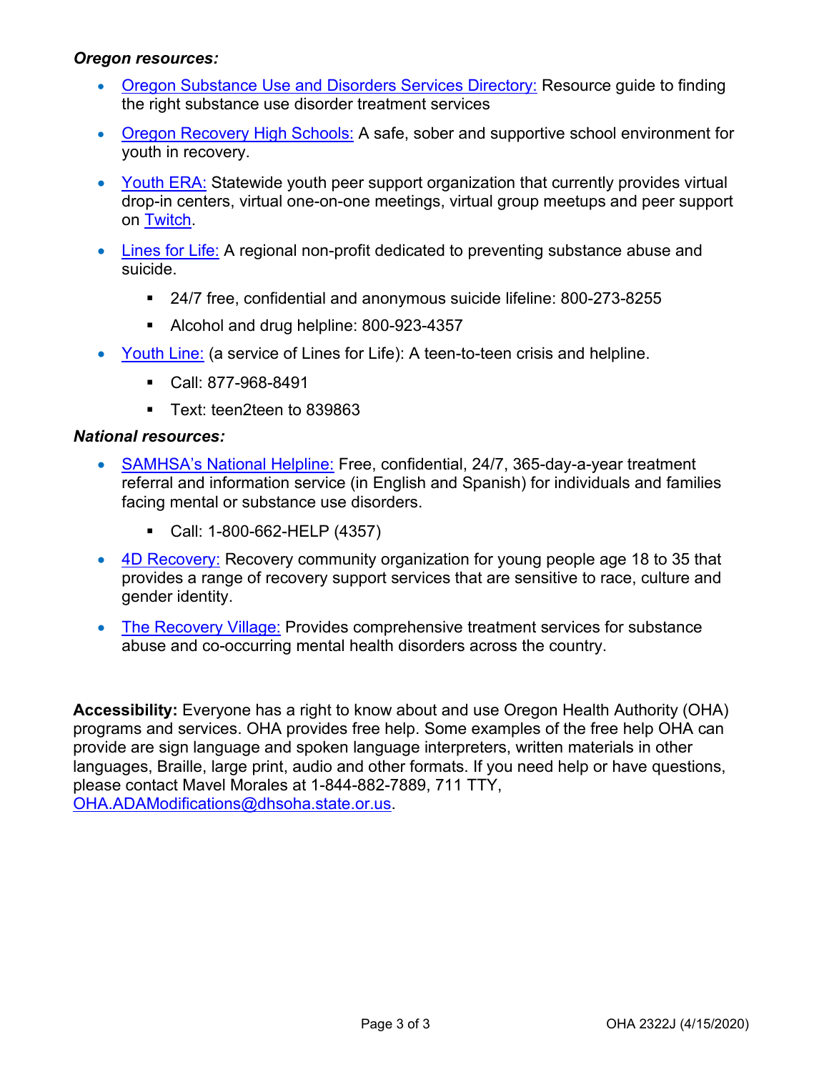***Oregon resources:***

- Oregon Substance Use and Disorders Services Directory: Resource guide to finding the right substance use disorder treatment services
- Oregon Recovery High Schools: A safe, sober and supportive school environment for youth in recovery.
- Youth ERA: Statewide youth peer support organization that currently provides virtual drop-in centers, virtual one-on-one meetings, virtual group meetups and peer support on Twitch.
- Lines for Life: A regional non-profit dedicated to preventing substance abuse and suicide.
  - 24/7 free, confidential and anonymous suicide lifeline: 800-273-8255
  - Alcohol and drug helpline: 800-923-4357
- Youth Line: (a service of Lines for Life): A teen-to-teen crisis and helpline.
  - Call: 877-968-8491
  - Text: teen2teen to 839863

***National resources:***

- SAMHSA's National Helpline: Free, confidential, 24/7, 365-day-a-year treatment referral and information service (in English and Spanish) for individuals and families facing mental or substance use disorders.
  - Call: 1-800-662-HELP (4357)
- 4D Recovery: Recovery community organization for young people age 18 to 35 that provides a range of recovery support services that are sensitive to race, culture and gender identity.
- The Recovery Village: Provides comprehensive treatment services for substance abuse and co-occurring mental health disorders across the country.

**Accessibility:** Everyone has a right to know about and use Oregon Health Authority (OHA) programs and services. OHA provides free help. Some examples of the free help OHA can provide are sign language and spoken language interpreters, written materials in other languages, Braille, large print, audio and other formats. If you need help or have questions, please contact Mavel Morales at 1-844-882-7889, 711 TTY, OHA.ADAModifications@dhsoha.state.or.us.

OHA 2322J (4/15/2020)